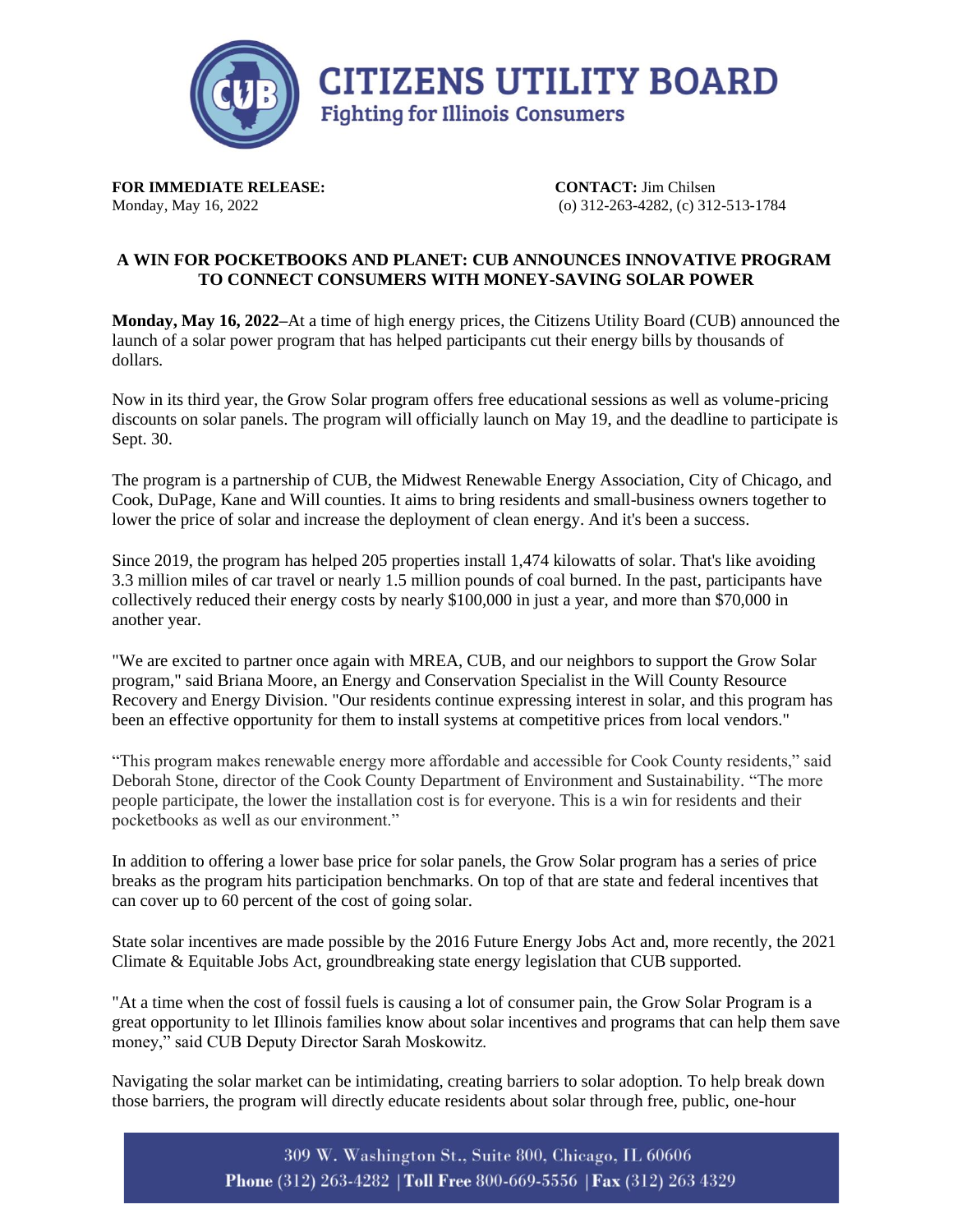**CITIZENS UTILITY BOARD**
**Fighting for Illinois Consumers**

**FOR IMMEDIATE RELEASE:**
Monday, May 16, 2022

**CONTACT:** Jim Chilsen
(o) 312-263-4282, (c) 312-513-1784

## A WIN FOR POCKETBOOKS AND PLANET: CUB ANNOUNCES INNOVATIVE PROGRAM TO CONNECT CONSUMERS WITH MONEY-SAVING SOLAR POWER

**Monday, May 16, 2022**–At a time of high energy prices, the Citizens Utility Board (CUB) announced the launch of a solar power program that has helped participants cut their energy bills by thousands of dollars.

Now in its third year, the Grow Solar program offers free educational sessions as well as volume-pricing discounts on solar panels. The program will officially launch on May 19, and the deadline to participate is Sept. 30.

The program is a partnership of CUB, the Midwest Renewable Energy Association, City of Chicago, and Cook, DuPage, Kane and Will counties. It aims to bring residents and small-business owners together to lower the price of solar and increase the deployment of clean energy. And it's been a success.

Since 2019, the program has helped 205 properties install 1,474 kilowatts of solar. That's like avoiding 3.3 million miles of car travel or nearly 1.5 million pounds of coal burned. In the past, participants have collectively reduced their energy costs by nearly $100,000 in just a year, and more than $70,000 in another year.

"We are excited to partner once again with MREA, CUB, and our neighbors to support the Grow Solar program," said Briana Moore, an Energy and Conservation Specialist in the Will County Resource Recovery and Energy Division. "Our residents continue expressing interest in solar, and this program has been an effective opportunity for them to install systems at competitive prices from local vendors."

"This program makes renewable energy more affordable and accessible for Cook County residents," said Deborah Stone, director of the Cook County Department of Environment and Sustainability. "The more people participate, the lower the installation cost is for everyone. This is a win for residents and their pocketbooks as well as our environment."

In addition to offering a lower base price for solar panels, the Grow Solar program has a series of price breaks as the program hits participation benchmarks. On top of that are state and federal incentives that can cover up to 60 percent of the cost of going solar.

State solar incentives are made possible by the 2016 Future Energy Jobs Act and, more recently, the 2021 Climate & Equitable Jobs Act, groundbreaking state energy legislation that CUB supported.

"At a time when the cost of fossil fuels is causing a lot of consumer pain, the Grow Solar Program is a great opportunity to let Illinois families know about solar incentives and programs that can help them save money," said CUB Deputy Director Sarah Moskowitz.

Navigating the solar market can be intimidating, creating barriers to solar adoption. To help break down those barriers, the program will directly educate residents about solar through free, public, one-hour

309 W. Washington St., Suite 800, Chicago, IL 60606
**Phone** (312) 263-4282 | **Toll Free** 800-669-5556 | **Fax** (312) 263 4329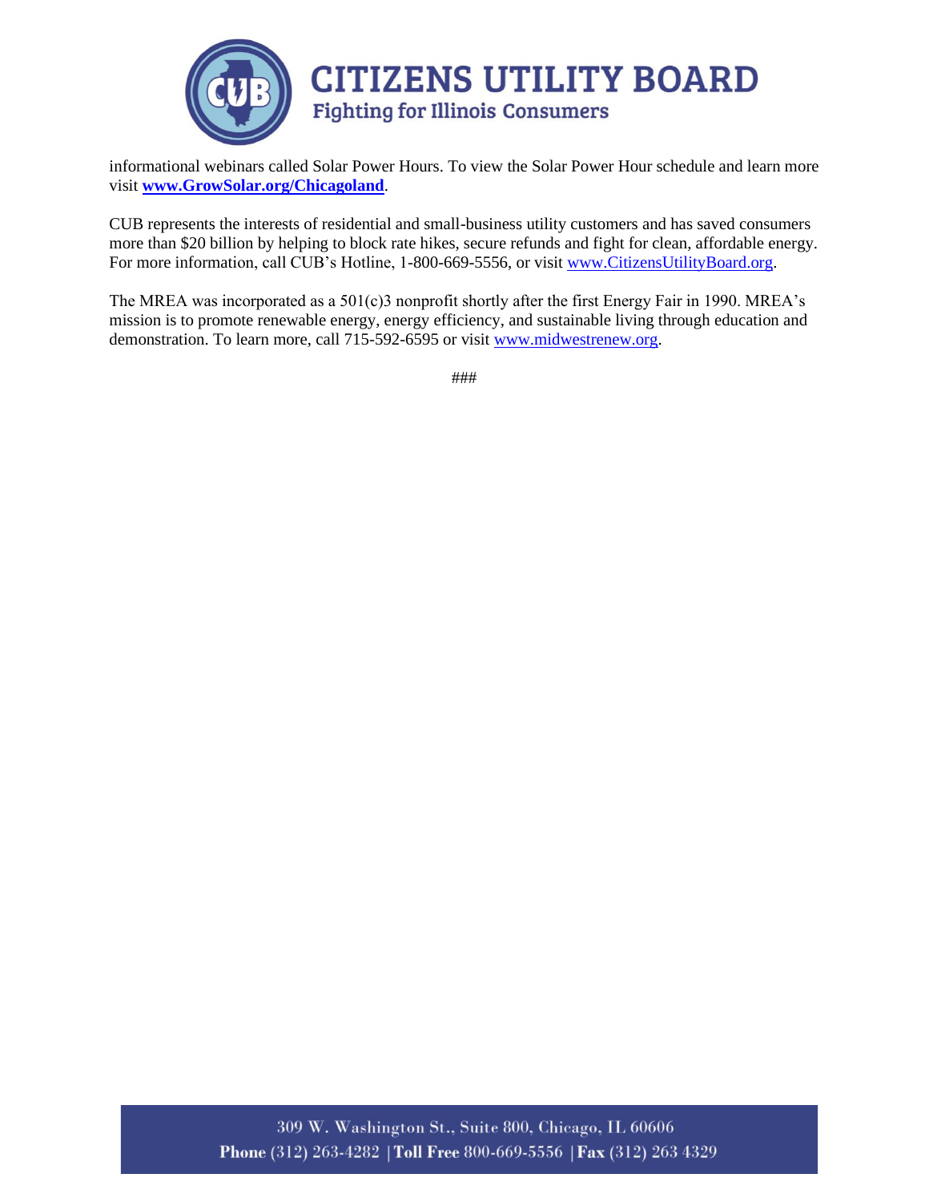informational webinars called Solar Power Hours. To view the Solar Power Hour schedule and learn more visit **www.GrowSolar.org/Chicagoland**.

CUB represents the interests of residential and small-business utility customers and has saved consumers more than $20 billion by helping to block rate hikes, secure refunds and fight for clean, affordable energy. For more information, call CUB's Hotline, 1-800-669-5556, or visit www.CitizensUtilityBoard.org.

The MREA was incorporated as a 501(c)3 nonprofit shortly after the first Energy Fair in 1990. MREA's mission is to promote renewable energy, energy efficiency, and sustainable living through education and demonstration. To learn more, call 715-592-6595 or visit www.midwestrenew.org.

###